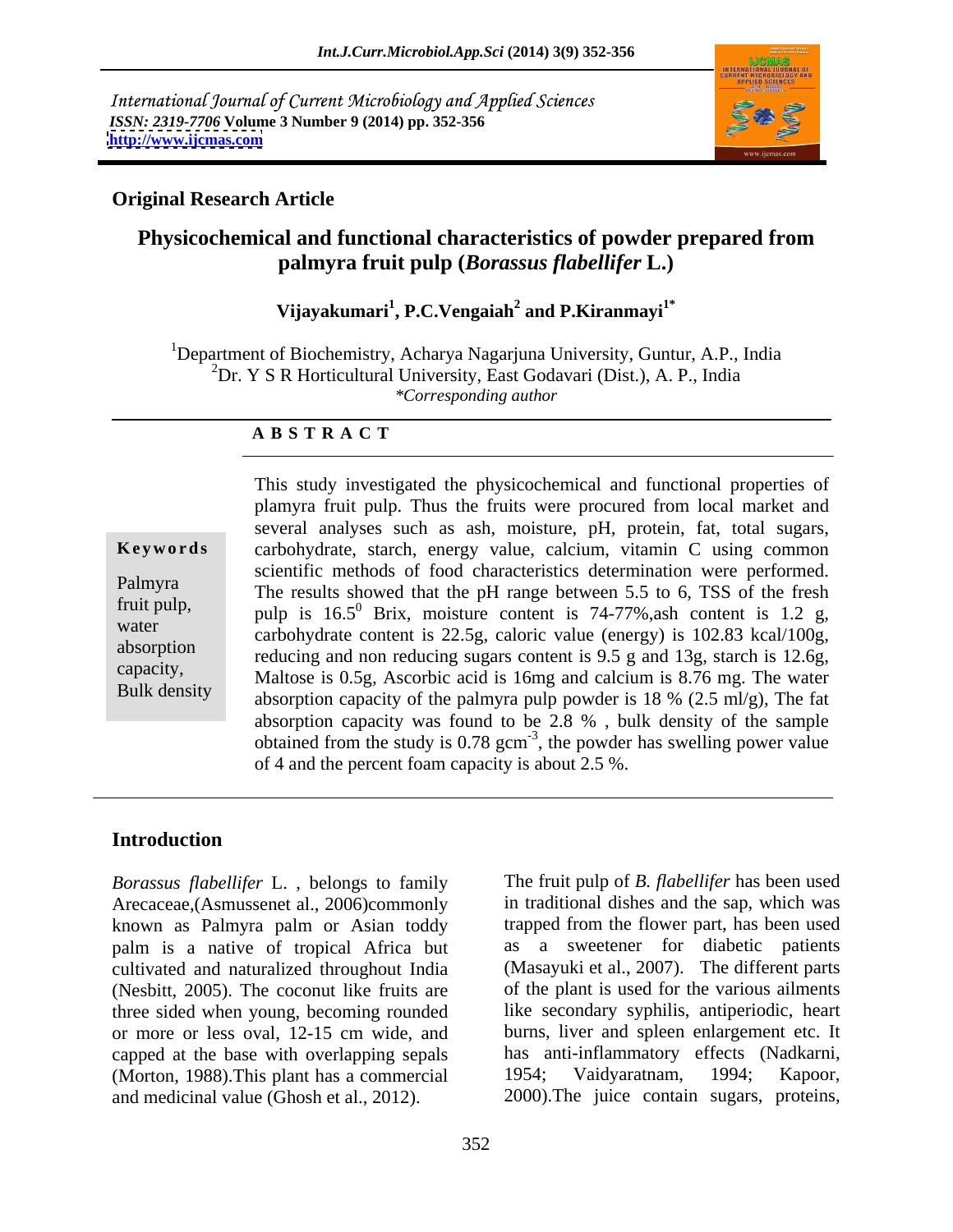International Journal of Current Microbiology and Applied Sciences
*ISSN: 2319-7706* **Volume 3 Number 9 (2014) pp. 352-356**
**http://www.ijcmas.com**

**Original Research Article**

# Physicochemical and functional characteristics of powder prepared from palmyra fruit pulp (*Borassus flabellifer* L.)

**Vijayakumari[1], P.C.Vengaiah[2] and P.Kiranmayi[1*]**

[1]Department of Biochemistry, Acharya Nagarjuna University, Guntur, A.P., India
[2]Dr. Y S R Horticultural University, East Godavari (Dist.), A. P., India
*\*Corresponding author*

## A B S T R A C T

**Keywords**

Palmyra fruit pulp, water absorption capacity, Bulk density

This study investigated the physicochemical and functional properties of plamyra fruit pulp. Thus the fruits were procured from local market and several analyses such as ash, moisture, pH, protein, fat, total sugars, carbohydrate, starch, energy value, calcium, vitamin C using common scientific methods of food characteristics determination were performed. The results showed that the pH range between 5.5 to 6, TSS of the fresh pulp is $16.5^0$ Brix, moisture content is 74-77%,ash content is 1.2 g, carbohydrate content is 22.5g, caloric value (energy) is 102.83 kcal/100g, reducing and non reducing sugars content is 9.5 g and 13g, starch is 12.6g, Maltose is 0.5g, Ascorbic acid is 16mg and calcium is 8.76 mg. The water absorption capacity of the palmyra pulp powder is 18 % (2.5 ml/g), The fat absorption capacity was found to be 2.8 % , bulk density of the sample obtained from the study is 0.78 $gcm^{-3}$, the powder has swelling power value of 4 and the percent foam capacity is about 2.5 %.

## Introduction

*Borassus flabellifer* L. , belongs to family Arecaceae,(Asmussenet al., 2006)commonly known as Palmyra palm or Asian toddy palm is a native of tropical Africa but cultivated and naturalized throughout India (Nesbitt, 2005). The coconut like fruits are three sided when young, becoming rounded or more or less oval, 12-15 cm wide, and capped at the base with overlapping sepals (Morton, 1988).This plant has a commercial and medicinal value (Ghosh et al., 2012).

The fruit pulp of *B. flabellifer* has been used in traditional dishes and the sap, which was trapped from the flower part, has been used as a sweetener for diabetic patients (Masayuki et al., 2007). The different parts of the plant is used for the various ailments like secondary syphilis, antiperiodic, heart burns, liver and spleen enlargement etc. It has anti-inflammatory effects (Nadkarni, 1954; Vaidyaratnam, 1994; Kapoor, 2000).The juice contain sugars, proteins,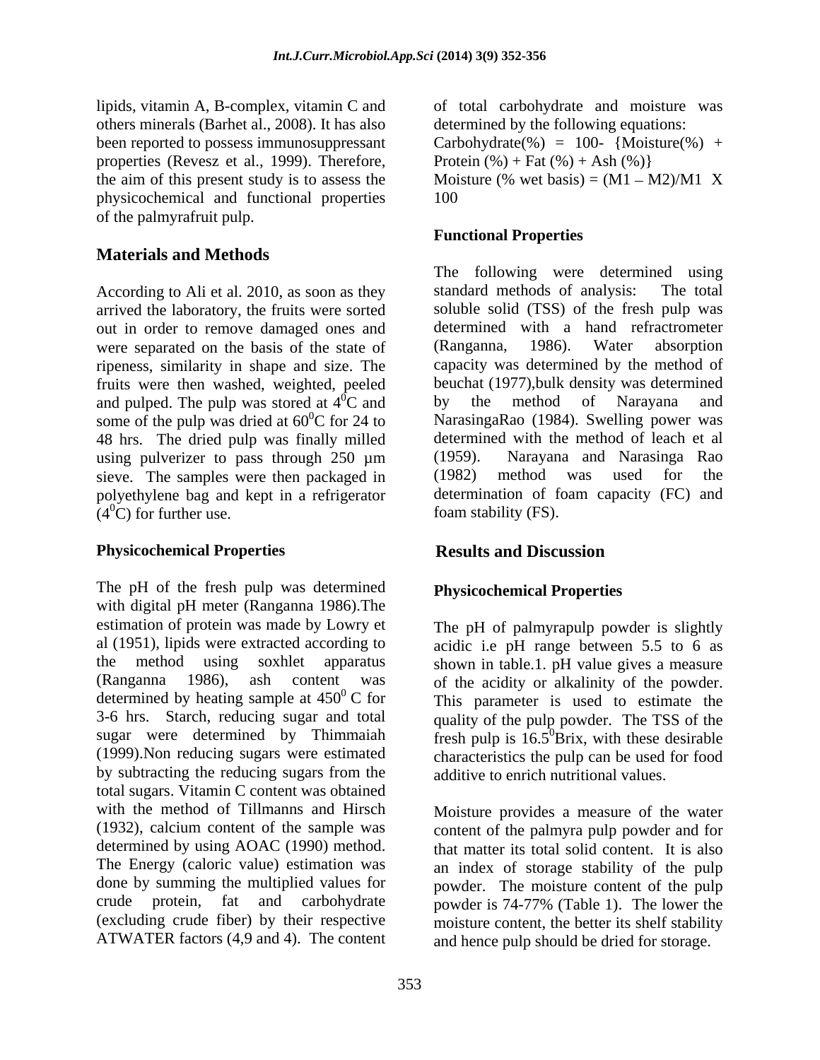lipids, vitamin A, B-complex, vitamin C and others minerals (Barhet al., 2008). It has also been reported to possess immunosuppressant properties (Revesz et al., 1999). Therefore, the aim of this present study is to assess the physicochemical and functional properties of the palmyrafruit pulp.

## Materials and Methods

According to Ali et al. 2010, as soon as they arrived the laboratory, the fruits were sorted out in order to remove damaged ones and were separated on the basis of the state of ripeness, similarity in shape and size. The fruits were then washed, weighted, peeled and pulped. The pulp was stored at $4^0$C and some of the pulp was dried at $60^0$C for 24 to 48 hrs. The dried pulp was finally milled using pulverizer to pass through 250 µm sieve. The samples were then packaged in polyethylene bag and kept in a refrigerator ($4^0$C) for further use.

### Physicochemical Properties

The pH of the fresh pulp was determined with digital pH meter (Ranganna 1986).The estimation of protein was made by Lowry et al (1951), lipids were extracted according to the method using soxhlet apparatus (Ranganna 1986), ash content was determined by heating sample at $450^0$ C for 3-6 hrs. Starch, reducing sugar and total sugar were determined by Thimmaiah (1999).Non reducing sugars were estimated by subtracting the reducing sugars from the total sugars. Vitamin C content was obtained with the method of Tillmanns and Hirsch (1932), calcium content of the sample was determined by using AOAC (1990) method. The Energy (caloric value) estimation was done by summing the multiplied values for crude protein, fat and carbohydrate (excluding crude fiber) by their respective ATWATER factors (4,9 and 4). The content of total carbohydrate and moisture was determined by the following equations:

Carbohydrate(%) = 100- {Moisture(%) + Protein (%) + Fat (%) + Ash (%)}

Moisture (% wet basis) = (M1 – M2)/M1 X 100

### Functional Properties

The following were determined using standard methods of analysis: The total soluble solid (TSS) of the fresh pulp was determined with a hand refractrometer (Ranganna, 1986). Water absorption capacity was determined by the method of beuchat (1977),bulk density was determined by the method of Narayana and NarasingaRao (1984). Swelling power was determined with the method of leach et al (1959). Narayana and Narasinga Rao (1982) method was used for the determination of foam capacity (FC) and foam stability (FS).

## Results and Discussion

### Physicochemical Properties

The pH of palmyrapulp powder is slightly acidic i.e pH range between 5.5 to 6 as shown in table.1. pH value gives a measure of the acidity or alkalinity of the powder. This parameter is used to estimate the quality of the pulp powder. The TSS of the fresh pulp is $16.5^0$Brix, with these desirable characteristics the pulp can be used for food additive to enrich nutritional values.

Moisture provides a measure of the water content of the palmyra pulp powder and for that matter its total solid content. It is also an index of storage stability of the pulp powder. The moisture content of the pulp powder is 74-77% (Table 1). The lower the moisture content, the better its shelf stability and hence pulp should be dried for storage.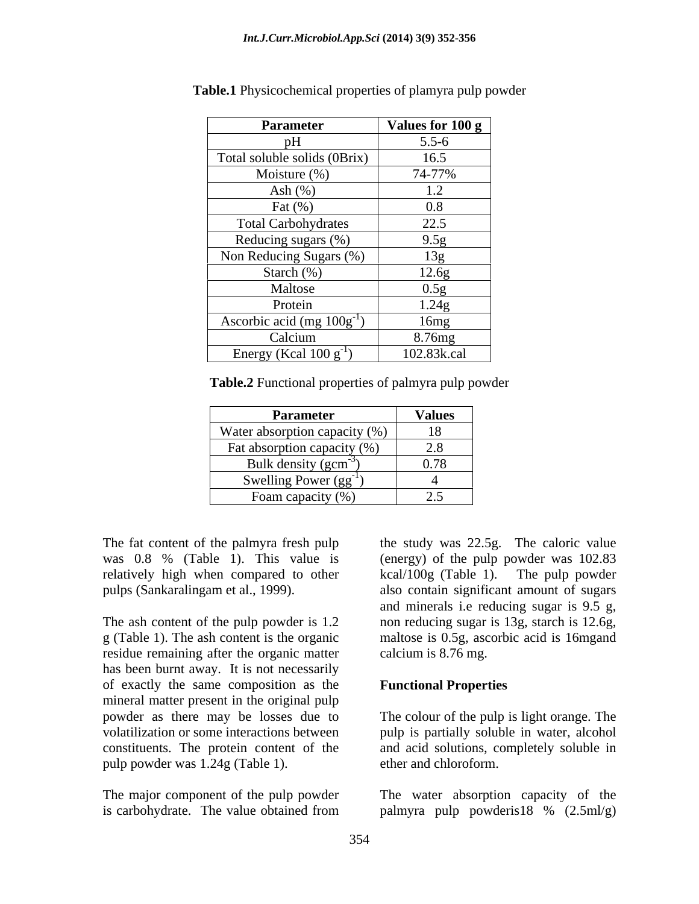**Table.1** Physicochemical properties of plamyra pulp powder

| Parameter | Values for 100 g |
|---|---|
| pH | 5.5-6 |
| Total soluble solids (0Brix) | 16.5 |
| Moisture (%) | 74-77% |
| Ash (%) | 1.2 |
| Fat (%) | 0.8 |
| Total Carbohydrates | 22.5 |
| Reducing sugars (%) | 9.5g |
| Non Reducing Sugars (%) | 13g |
| Starch (%) | 12.6g |
| Maltose | 0.5g |
| Protein | 1.24g |
| Ascorbic acid (mg $100g^{-1}$) | 16mg |
| Calcium | 8.76mg |
| Energy (Kcal 100 $g^{-1}$) | 102.83k.cal |

**Table.2** Functional properties of palmyra pulp powder

| Parameter | Values |
|---|---|
| Water absorption capacity (%) | 18 |
| Fat absorption capacity (%) | 2.8 |
| Bulk density ($gcm^{-3}$) | 0.78 |
| Swelling Power ($gg^{-1}$) | 4 |
| Foam capacity (%) | 2.5 |

The fat content of the palmyra fresh pulp was 0.8 % (Table 1). This value is relatively high when compared to other pulps (Sankaralingam et al., 1999).

The ash content of the pulp powder is 1.2 g (Table 1). The ash content is the organic residue remaining after the organic matter has been burnt away. It is not necessarily of exactly the same composition as the mineral matter present in the original pulp powder as there may be losses due to volatilization or some interactions between constituents. The protein content of the pulp powder was 1.24g (Table 1).

The major component of the pulp powder is carbohydrate. The value obtained from the study was 22.5g. The caloric value (energy) of the pulp powder was 102.83 kcal/100g (Table 1). The pulp powder also contain significant amount of sugars and minerals i.e reducing sugar is 9.5 g, non reducing sugar is 13g, starch is 12.6g, maltose is 0.5g, ascorbic acid is 16mgand calcium is 8.76 mg.

## Functional Properties

The colour of the pulp is light orange. The pulp is partially soluble in water, alcohol and acid solutions, completely soluble in ether and chloroform.

The water absorption capacity of the palmyra pulp powderis18 % (2.5ml/g)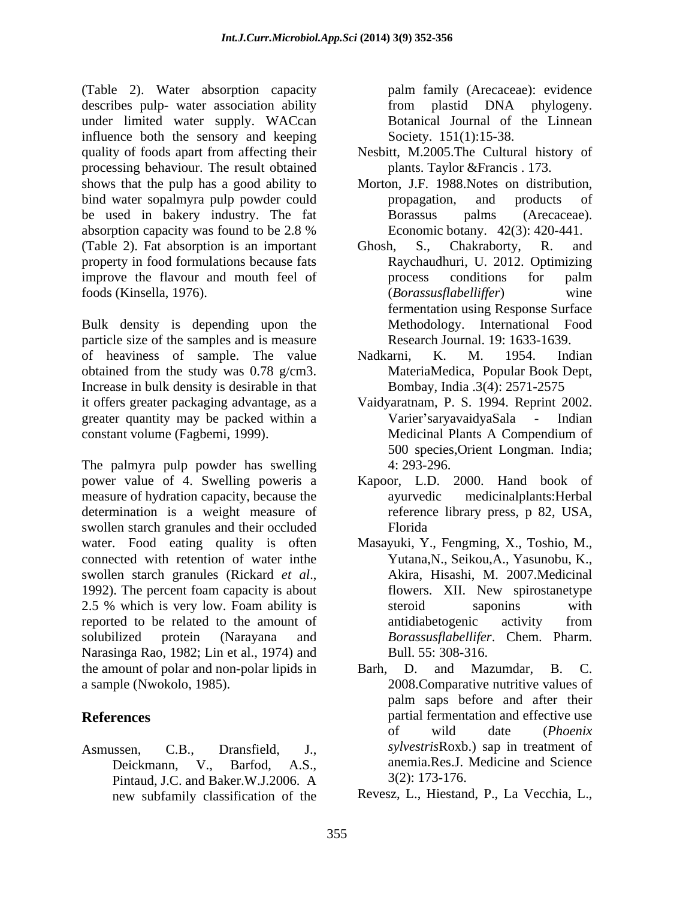(Table 2). Water absorption capacity describes pulp- water association ability under limited water supply. WACcan influence both the sensory and keeping quality of foods apart from affecting their processing behaviour. The result obtained shows that the pulp has a good ability to bind water sopalmyra pulp powder could be used in bakery industry. The fat absorption capacity was found to be 2.8 % (Table 2). Fat absorption is an important property in food formulations because fats improve the flavour and mouth feel of foods (Kinsella, 1976).

Bulk density is depending upon the particle size of the samples and is measure of heaviness of sample. The value obtained from the study was 0.78 g/cm3. Increase in bulk density is desirable in that it offers greater packaging advantage, as a greater quantity may be packed within a constant volume (Fagbemi, 1999).

The palmyra pulp powder has swelling power value of 4. Swelling poweris a measure of hydration capacity, because the determination is a weight measure of swollen starch granules and their occluded water. Food eating quality is often connected with retention of water inthe swollen starch granules (Rickard *et al*., 1992). The percent foam capacity is about 2.5 % which is very low. Foam ability is reported to be related to the amount of solubilized protein (Narayana and Narasinga Rao, 1982; Lin et al., 1974) and the amount of polar and non-polar lipids in a sample (Nwokolo, 1985).

## References

Asmussen, C.B., Dransfield, J., Deickmann, V., Barfod, A.S., Pintaud, J.C. and Baker.W.J.2006. A new subfamily classification of the palm family (Arecaceae): evidence from plastid DNA phylogeny. Botanical Journal of the Linnean Society. 151(1):15-38.

Nesbitt, M.2005.The Cultural history of plants. Taylor &Francis . 173.

Morton, J.F. 1988.Notes on distribution, propagation, and products of Borassus palms (Arecaceae). Economic botany. 42(3): 420-441.

Ghosh, S., Chakraborty, R. and Raychaudhuri, U. 2012. Optimizing process conditions for palm (*Borassusflabelliffer*) wine fermentation using Response Surface Methodology. International Food Research Journal. 19: 1633-1639.

Nadkarni, K. M. 1954. Indian MateriaMedica, Popular Book Dept, Bombay, India .3(4): 2571-2575

Vaidyaratnam, P. S. 1994. Reprint 2002. Varier'saryavaidyaSala - Indian Medicinal Plants A Compendium of 500 species,Orient Longman. India; 4: 293-296.

Kapoor, L.D. 2000. Hand book of ayurvedic medicinalplants:Herbal reference library press, p 82, USA, Florida

Masayuki, Y., Fengming, X., Toshio, M., Yutana,N., Seikou,A., Yasunobu, K., Akira, Hisashi, M. 2007.Medicinal flowers. XII. New spirostanetype steroid saponins with antidiabetogenic activity from *Borassusflabellifer*. Chem. Pharm. Bull. 55: 308-316.

Barh, D. and Mazumdar, B. C. 2008.Comparative nutritive values of palm saps before and after their partial fermentation and effective use of wild date (*Phoenix sylvestris*Roxb.) sap in treatment of anemia.Res.J. Medicine and Science 3(2): 173-176.

Revesz, L., Hiestand, P., La Vecchia, L.,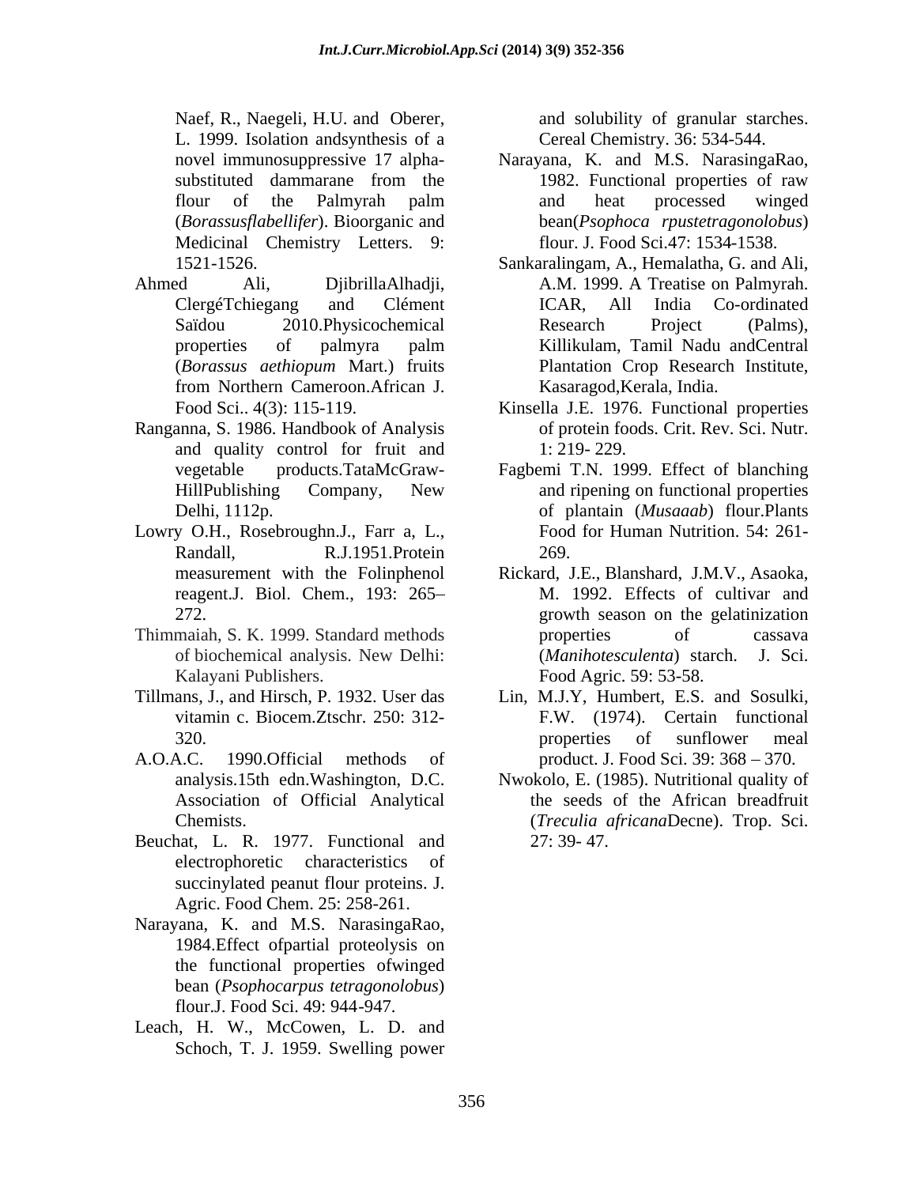Naef, R., Naegeli, H.U. and Oberer, L. 1999. Isolation andsynthesis of a novel immunosuppressive 17 alpha-substituted dammarane from the flour of the Palmyrah palm (*Borassusflabellifer*). Bioorganic and Medicinal Chemistry Letters. 9: 1521-1526.

Ahmed Ali, DjibrillaAlhadji, ClergéTchiegang and Clément Saïdou 2010.Physicochemical properties of palmyra palm (*Borassus aethiopum* Mart.) fruits from Northern Cameroon.African J. Food Sci.. 4(3): 115-119.

Ranganna, S. 1986. Handbook of Analysis and quality control for fruit and vegetable products.TataMcGraw-HillPublishing Company, New Delhi, 1112p.

Lowry O.H., Rosebroughn.J., Farr a, L., Randall, R.J.1951.Protein measurement with the Folinphenol reagent.J. Biol. Chem., 193: 265–272.

Thimmaiah, S. K. 1999. Standard methods of biochemical analysis. New Delhi: Kalayani Publishers.

Tillmans, J., and Hirsch, P. 1932. User das vitamin c. Biocem.Ztschr. 250: 312-320.

A.O.A.C. 1990.Official methods of analysis.15th edn.Washington, D.C. Association of Official Analytical Chemists.

Beuchat, L. R. 1977. Functional and electrophoretic characteristics of succinylated peanut flour proteins. J. Agric. Food Chem. 25: 258-261.

Narayana, K. and M.S. NarasingaRao, 1984.Effect ofpartial proteolysis on the functional properties ofwinged bean (*Psophocarpus tetragonolobus*) flour.J. Food Sci. 49: 944-947.

Leach, H. W., McCowen, L. D. and Schoch, T. J. 1959. Swelling power and solubility of granular starches. Cereal Chemistry. 36: 534-544.

Narayana, K. and M.S. NarasingaRao, 1982. Functional properties of raw and heat processed winged bean(*Psophoca rpustetragonolobus*) flour. J. Food Sci.47: 1534-1538.

Sankaralingam, A., Hemalatha, G. and Ali, A.M. 1999. A Treatise on Palmyrah. ICAR, All India Co-ordinated Research Project (Palms), Killikulam, Tamil Nadu andCentral Plantation Crop Research Institute, Kasaragod,Kerala, India.

Kinsella J.E. 1976. Functional properties of protein foods. Crit. Rev. Sci. Nutr. 1: 219- 229.

Fagbemi T.N. 1999. Effect of blanching and ripening on functional properties of plantain (*Musaaab*) flour.Plants Food for Human Nutrition. 54: 261-269.

Rickard, J.E., Blanshard, J.M.V., Asaoka, M. 1992. Effects of cultivar and growth season on the gelatinization properties of cassava (*Manihotesculenta*) starch. J. Sci. Food Agric. 59: 53-58.

Lin, M.J.Y, Humbert, E.S. and Sosulki, F.W. (1974). Certain functional properties of sunflower meal product. J. Food Sci. 39: 368 – 370.

Nwokolo, E. (1985). Nutritional quality of the seeds of the African breadfruit (*Treculia africana*Decne). Trop. Sci. 27: 39- 47.